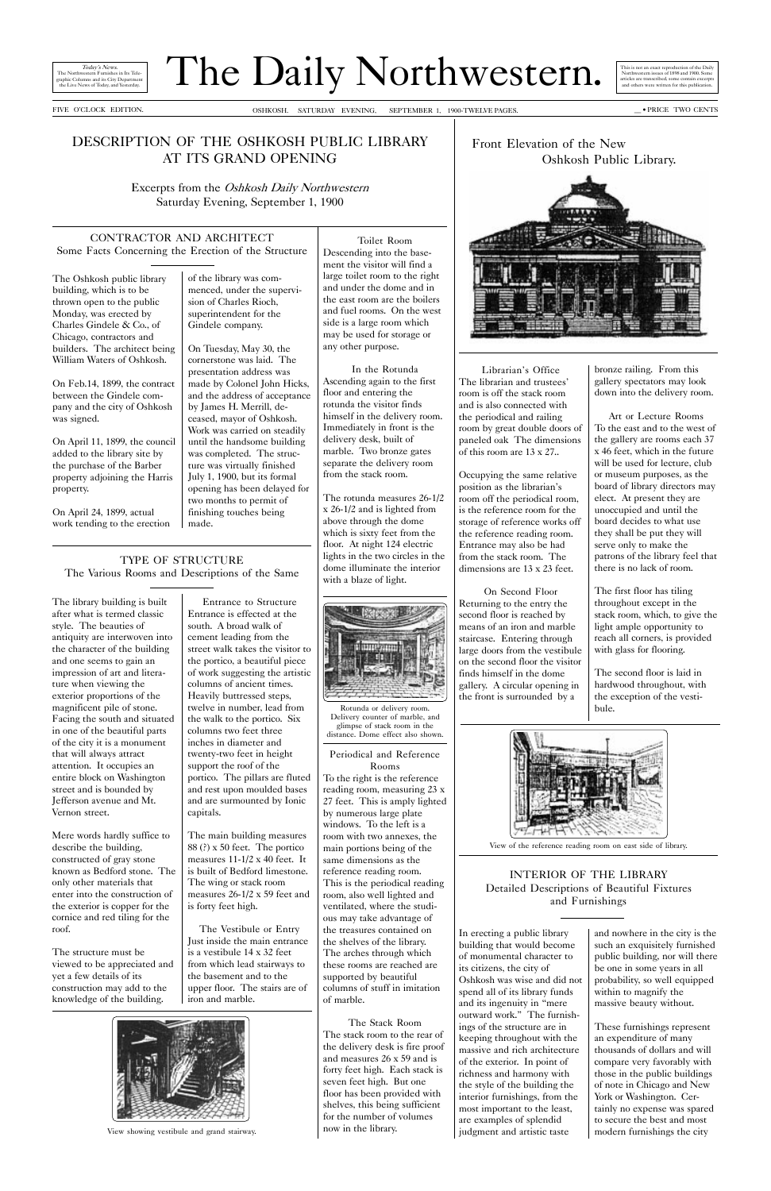*Today's News.* The Northwestern Furnishes in Its Telegraphic Columns and its City Department the Live News of Today, and Yesterday.

# The Daily Northwestern.

This is not an exact reproduction of the Daily Northwestern issues of 1898 and 1900. Some articles are transcribed, some contain excerpts and others were written for this publication.

FIVE O'CLOCK EDITION. OSHKOSH. SATURDAY EVENING. SEPTEMBER 1, 1900-TWELVE PAGES. PRICE TWO CENTS

## DESCRIPTION OF THE OSHKOSH PUBLIC LIBRARY AT ITS GRAND OPENING

Excerpts from the *Oshkosh Daily Northwestern*
Saturday Evening, September 1, 1900

### CONTRACTOR AND ARCHITECT
Some Facts Concerning the Erection of the Structure

The Oshkosh public library building, which is to be thrown open to the public Monday, was erected by Charles Gindele & Co., of Chicago, contractors and builders. The architect being William Waters of Oshkosh.

On Feb.14, 1899, the contract between the Gindele company and the city of Oshkosh was signed.

On April 11, 1899, the council added to the library site by the purchase of the Barber property adjoining the Harris property.

On April 24, 1899, actual work tending to the erection of the library was commenced, under the supervision of Charles Rioch, superintendent for the Gindele company.

On Tuesday, May 30, the cornerstone was laid. The presentation address was made by Colonel John Hicks, and the address of acceptance by James H. Merrill, deceased, mayor of Oshkosh. Work was carried on steadily until the handsome building was completed. The structure was virtually finished July 1, 1900, but its formal opening has been delayed for two months to permit of finishing touches being made.

### TYPE OF STRUCTURE
The Various Rooms and Descriptions of the Same

The library building is built after what is termed classic style. The beauties of antiquity are interwoven into the character of the building and one seems to gain an impression of art and literature when viewing the exterior proportions of the magnificent pile of stone. Facing the south and situated in one of the beautiful parts of the city it is a monument that will always attract attention. It occupies an entire block on Washington street and is bounded by Jefferson avenue and Mt. Vernon street.

Mere words hardly suffice to describe the building, constructed of gray stone known as Bedford stone. The only other materials that enter into the construction of the exterior is copper for the cornice and red tiling for the roof.

The structure must be viewed to be appreciated and yet a few details of its construction may add to the knowledge of the building.

**Entrance to Structure**
Entrance is effected at the south. A broad walk of cement leading from the street walk takes the visitor to the portico, a beautiful piece of work suggesting the artistic columns of ancient times. Heavily buttressed steps, twelve in number, lead from the walk to the portico. Six columns two feet three inches in diameter and twenty-two feet in height support the roof of the portico. The pillars are fluted and rest upon moulded bases and are surmounted by Ionic capitals.

The main building measures 88 (?) x 50 feet. The portico measures 11-1/2 x 40 feet. It is built of Bedford limestone. The wing or stack room measures 26-1/2 x 59 feet and is forty feet high.

**The Vestibule or Entry**
Just inside the main entrance is a vestibule 14 x 32 feet from which lead stairways to the basement and to the upper floor. The stairs are of iron and marble.

View showing vestibule and grand stairway.

**Toilet Room**
Descending into the basement the visitor will find a large toilet room to the right and under the dome and in the east room are the boilers and fuel rooms. On the west side is a large room which may be used for storage or any other purpose.

**In the Rotunda**
Ascending again to the first floor and entering the rotunda the visitor finds himself in the delivery room. Immediately in front is the delivery desk, built of marble. Two bronze gates separate the delivery room from the stack room.

The rotunda measures 26-1/2 x 26-1/2 and is lighted from above through the dome which is sixty feet from the floor. At night 124 electric lights in the two circles in the dome illuminate the interior with a blaze of light.

Rotunda or delivery room. Delivery counter of marble, and glimpse of stack room in the distance. Dome effect also shown.

**Periodical and Reference Rooms**
To the right is the reference reading room, measuring 23 x 27 feet. This is amply lighted by numerous large plate windows. To the left is a room with two annexes, the main portions being of the same dimensions as the reference reading room. This is the periodical reading room, also well lighted and ventilated, where the studious may take advantage of the treasures contained on the shelves of the library. The arches through which these rooms are reached are supported by beautiful columns of stuff in imitation of marble.

**The Stack Room**
The stack room to the rear of the delivery desk is fire proof and measures 26 x 59 and is forty feet high. Each stack is seven feet high. But one floor has been provided with shelves, this being sufficient for the number of volumes now in the library.

Front Elevation of the New Oshkosh Public Library.

**Librarian's Office**
The librarian and trustees' room is off the stack room and is also connected with the periodical and railing room by great double doors of paneled oak The dimensions of this room are 13 x 27..

Occupying the same relative position as the librarian's room off the periodical room, is the reference room for the storage of reference works off the reference reading room. Entrance may also be had from the stack room. The dimensions are 13 x 23 feet.

**On Second Floor**
Returning to the entry the second floor is reached by means of an iron and marble staircase. Entering through large doors from the vestibule on the second floor the visitor finds himself in the dome gallery. A circular opening in the front is surrounded by a bronze railing. From this gallery spectators may look down into the delivery room.

**Art or Lecture Rooms**
To the east and to the west of the gallery are rooms each 37 x 46 feet, which in the future will be used for lecture, club or museum purposes, as the board of library directors may elect. At present they are unoccupied and until the board decides to what use they shall be put they will serve only to make the patrons of the library feel that there is no lack of room.

The first floor has tiling throughout except in the stack room, which, to give the light ample opportunity to reach all corners, is provided with glass for flooring.

The second floor is laid in hardwood throughout, with the exception of the vestibule.

View of the reference reading room on east side of library.

### INTERIOR OF THE LIBRARY
Detailed Descriptions of Beautiful Fixtures and Furnishings

In erecting a public library building that would become of monumental character to its citizens, the city of Oshkosh was wise and did not spend all of its library funds and its ingenuity in "mere outward work." The furnishings of the structure are in keeping throughout with the massive and rich architecture of the exterior. In point of richness and harmony with the style of the building the interior furnishings, from the most important to the least, are examples of splendid judgment and artistic taste and nowhere in the city is the such an exquisitely furnished public building, nor will there be one in some years in all probability, so well equipped within to magnify the massive beauty without.

These furnishings represent an expenditure of many thousands of dollars and will compare very favorably with those in the public buildings of note in Chicago and New York or Washington. Certainly no expense was spared to secure the best and most modern furnishings the city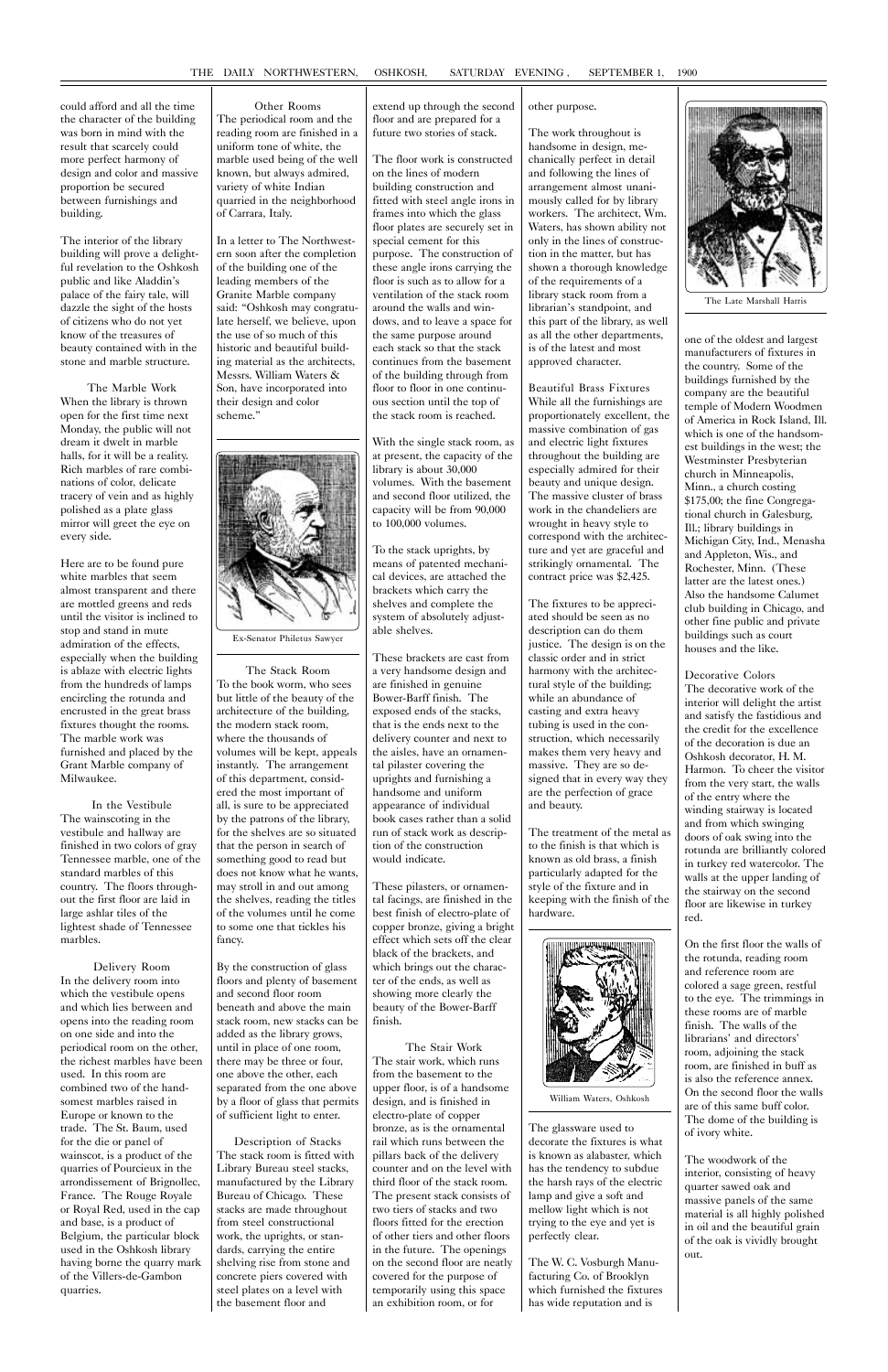could afford and all the time the character of the building was born in mind with the result that scarcely could more perfect harmony of design and color and massive proportion be secured between furnishings and building.

The interior of the library building will prove a delightful revelation to the Oshkosh public and like Aladdin's palace of the fairy tale, will dazzle the sight of the hosts of citizens who do not yet know of the treasures of beauty contained with in the stone and marble structure.

### The Marble Work

When the library is thrown open for the first time next Monday, the public will not dream it dwelt in marble halls, for it will be a reality. Rich marbles of rare combinations of color, delicate tracery of vein and as highly polished as a plate glass mirror will greet the eye on every side.

Here are to be found pure white marbles that seem almost transparent and there are mottled greens and reds until the visitor is inclined to stop and stand in mute admiration of the effects, especially when the building is ablaze with electric lights from the hundreds of lamps encircling the rotunda and encrusted in the great brass fixtures thought the rooms. The marble work was furnished and placed by the Grant Marble company of Milwaukee.

### In the Vestibule

The wainscoting in the vestibule and hallway are finished in two colors of gray Tennessee marble, one of the standard marbles of this country. The floors throughout the first floor are laid in large ashlar tiles of the lightest shade of Tennessee marbles.

### Delivery Room

In the delivery room into which the vestibule opens and which lies between and opens into the reading room on one side and into the periodical room on the other, the richest marbles have been used. In this room are combined two of the handsomest marbles raised in Europe or known to the trade. The St. Baum, used for the die or panel of wainscot, is a product of the quarries of Pourcieux in the arrondissement of Brignollec, France. The Rouge Royale or Royal Red, used in the cap and base, is a product of Belgium, the particular block used in the Oshkosh library having borne the quarry mark of the Villers-de-Gambon quarries.

### Other Rooms

The periodical room and the reading room are finished in a uniform tone of white, the marble used being of the well known, but always admired, variety of white Indian quarried in the neighborhood of Carrara, Italy.

In a letter to The Northwestern soon after the completion of the building one of the leading members of the Granite Marble company said: "Oshkosh may congratulate herself, we believe, upon the use of so much of this historic and beautiful building material as the architects, Messrs. William Waters & Son, have incorporated into their design and color scheme."

Ex-Senator Philetus Sawyer

### The Stack Room

To the book worm, who sees but little of the beauty of the architecture of the building, the modern stack room, where the thousands of volumes will be kept, appeals instantly. The arrangement of this department, considered the most important of all, is sure to be appreciated by the patrons of the library, for the shelves are so situated that the person in search of something good to read but does not know what he wants, may stroll in and out among the shelves, reading the titles of the volumes until he come to some one that tickles his fancy.

By the construction of glass floors and plenty of basement and second floor room beneath and above the main stack room, new stacks can be added as the library grows, until in place of one room, there may be three or four, one above the other, each separated from the one above by a floor of glass that permits of sufficient light to enter.

### Description of Stacks

The stack room is fitted with Library Bureau steel stacks, manufactured by the Library Bureau of Chicago. These stacks are made throughout from steel constructional work, the uprights, or standards, carrying the entire shelving rise from stone and concrete piers covered with steel plates on a level with the basement floor and extend up through the second floor and are prepared for a future two stories of stack.

The floor work is constructed on the lines of modern building construction and fitted with steel angle irons in frames into which the glass floor plates are securely set in special cement for this purpose. The construction of these angle irons carrying the floor is such as to allow for a ventilation of the stack room around the walls and windows, and to leave a space for the same purpose around each stack so that the stack continues from the basement of the building through from floor to floor in one continuous section until the top of the stack room is reached.

With the single stack room, as at present, the capacity of the library is about 30,000 volumes. With the basement and second floor utilized, the capacity will be from 90,000 to 100,000 volumes.

To the stack uprights, by means of patented mechanical devices, are attached the brackets which carry the shelves and complete the system of absolutely adjustable shelves.

These brackets are cast from a very handsome design and are finished in genuine Bower-Barff finish. The exposed ends of the stacks, that is the ends next to the delivery counter and next to the aisles, have an ornamental pilaster covering the uprights and furnishing a handsome and uniform appearance of individual book cases rather than a solid run of stack work as description of the construction would indicate.

These pilasters, or ornamental facings, are finished in the best finish of electro-plate of copper bronze, giving a bright effect which sets off the clear black of the brackets, and which brings out the character of the ends, as well as showing more clearly the beauty of the Bower-Barff finish.

### The Stair Work

The stair work, which runs from the basement to the upper floor, is of a handsome design, and is finished in electro-plate of copper bronze, as is the ornamental rail which runs between the pillars back of the delivery counter and on the level with third floor of the stack room. The present stack consists of two tiers of stacks and two floors fitted for the erection of other tiers and other floors in the future. The openings on the second floor are neatly covered for the purpose of temporarily using this space an exhibition room, or for other purpose.

The work throughout is handsome in design, mechanically perfect in detail and following the lines of arrangement almost unanimously called for by library workers. The architect, Wm. Waters, has shown ability not only in the lines of construction in the matter, but has shown a thorough knowledge of the requirements of a library stack room from a librarian's standpoint, and this part of the library, as well as all the other departments, is of the latest and most approved character.

### Beautiful Brass Fixtures

While all the furnishings are proportionately excellent, the massive combination of gas and electric light fixtures throughout the building are especially admired for their beauty and unique design. The massive cluster of brass work in the chandeliers are wrought in heavy style to correspond with the architecture and yet are graceful and strikingly ornamental. The contract price was $2,425.

The fixtures to be appreciated should be seen as no description can do them justice. The design is on the classic order and in strict harmony with the architectural style of the building; while an abundance of casting and extra heavy tubing is used in the construction, which necessarily makes them very heavy and massive. They are so designed that in every way they are the perfection of grace and beauty.

The treatment of the metal as to the finish is that which is known as old brass, a finish particularly adapted for the style of the fixture and in keeping with the finish of the hardware.

William Waters, Oshkosh

The glassware used to decorate the fixtures is what is known as alabaster, which has the tendency to subdue the harsh rays of the electric lamp and give a soft and mellow light which is not trying to the eye and yet is perfectly clear.

The W. C. Vosburgh Manufacturing Co. of Brooklyn which furnished the fixtures has wide reputation and is one of the oldest and largest manufacturers of fixtures in the country. Some of the buildings furnished by the company are the beautiful temple of Modern Woodmen of America in Rock Island, Ill. which is one of the handsomest buildings in the west; the Westminster Presbyterian church in Minneapolis, Minn., a church costing $175,00; the fine Congregational church in Galesburg, Ill.; library buildings in Michigan City, Ind., Menasha and Appleton, Wis., and Rochester, Minn. (These latter are the latest ones.) Also the handsome Calumet club building in Chicago, and other fine public and private buildings such as court houses and the like.

The Late Marshall Harris

### Decorative Colors

The decorative work of the interior will delight the artist and satisfy the fastidious and the credit for the excellence of the decoration is due an Oshkosh decorator, H. M. Harmon. To cheer the visitor from the very start, the walls of the entry where the winding stairway is located and from which swinging doors of oak swing into the rotunda are brilliantly colored in turkey red watercolor. The walls at the upper landing of the stairway on the second floor are likewise in turkey red.

On the first floor the walls of the rotunda, reading room and reference room are colored a sage green, restful to the eye. The trimmings in these rooms are of marble finish. The walls of the librarians' and directors' room, adjoining the stack room, are finished in buff as is also the reference annex. On the second floor the walls are of this same buff color. The dome of the building is of ivory white.

The woodwork of the interior, consisting of heavy quarter sawed oak and massive panels of the same material is all highly polished in oil and the beautiful grain of the oak is vividly brought out.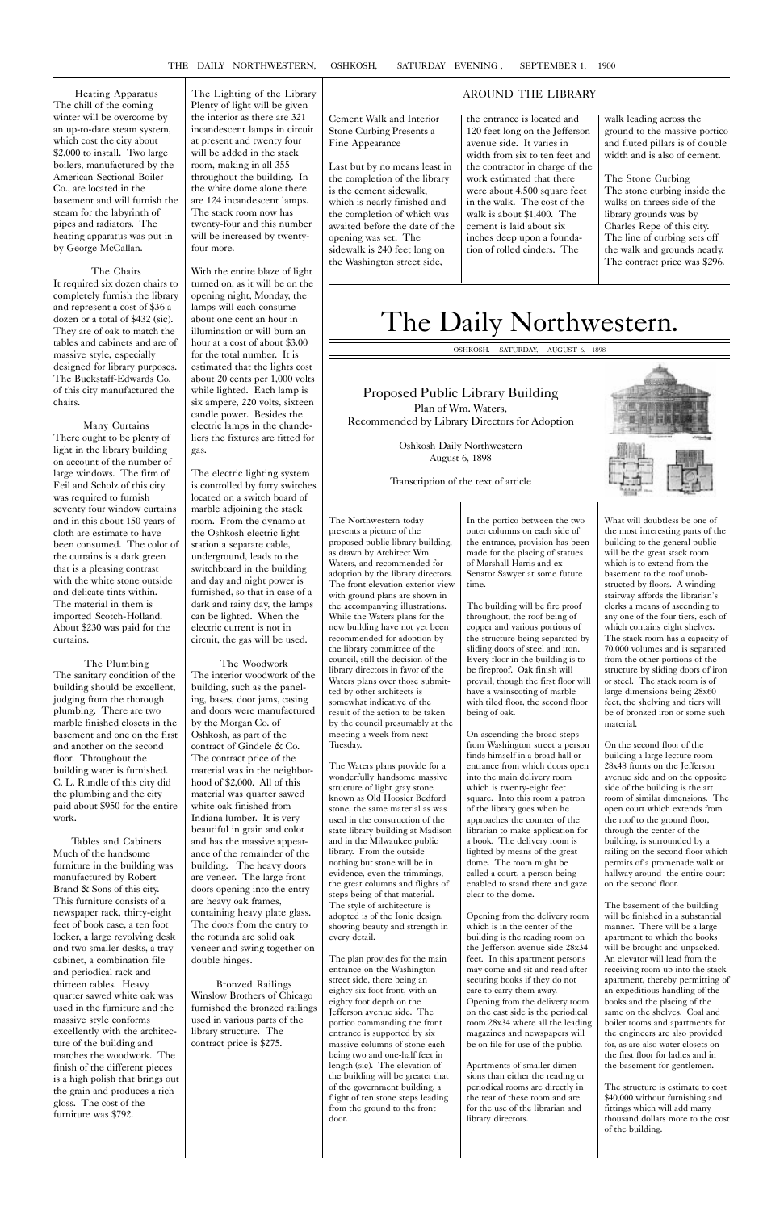### Heating Apparatus

The chill of the coming winter will be overcome by an up-to-date steam system, which cost the city about $2,000 to install. Two large boilers, manufactured by the American Sectional Boiler Co., are located in the basement and will furnish the steam for the labyrinth of pipes and radiators. The heating apparatus was put in by George McCallan.

### The Chairs

It required six dozen chairs to completely furnish the library and represent a cost of $36 a dozen or a total of $432 (sic). They are of oak to match the tables and cabinets and are of massive style, especially designed for library purposes. The Buckstaff-Edwards Co. of this city manufactured the chairs.

### Many Curtains

There ought to be plenty of light in the library building on account of the number of large windows. The firm of Feil and Scholz of this city was required to furnish seventy four window curtains and in this about 150 years of cloth are estimate to have been consumed. The color of the curtains is a dark green that is a pleasing contrast with the white stone outside and delicate tints within. The material in them is imported Scotch-Holland. About $230 was paid for the curtains.

### The Plumbing

The sanitary condition of the building should be excellent, judging from the thorough plumbing. There are two marble finished closets in the basement and one on the first and another on the second floor. Throughout the building water is furnished. C. L. Rundle of this city did the plumbing and the city paid about $950 for the entire work.

### Tables and Cabinets

Much of the handsome furniture in the building was manufactured by Robert Brand & Sons of this city. This furniture consists of a newspaper rack, thirty-eight feet of book case, a ten foot locker, a large revolving desk and two smaller desks, a tray cabinet, a combination file and periodical rack and thirteen tables. Heavy quarter sawed white oak was used in the furniture and the massive style conforms excellently with the architecture of the building and matches the woodwork. The finish of the different pieces is a high polish that brings out the grain and produces a rich gloss. The cost of the furniture was $792.

### The Lighting of the Library

Plenty of light will be given the interior as there are 321 incandescent lamps in circuit at present and twenty four will be added in the stack room, making in all 355 throughout the building. In the white dome alone there are 124 incandescent lamps. The stack room now has twenty-four and this number will be increased by twenty-four more.

With the entire blaze of light turned on, as it will be on the opening night, Monday, the lamps will each consume about one cent an hour in illumination or will burn an hour at a cost of about $3.00 for the total number. It is estimated that the lights cost about 20 cents per 1,000 volts while lighted. Each lamp is six ampere, 220 volts, sixteen candle power. Besides the electric lamps in the chandeliers the fixtures are fitted for gas.

The electric lighting system is controlled by forty switches located on a switch board of marble adjoining the stack room. From the dynamo at the Oshkosh electric light station a separate cable, underground, leads to the switchboard in the building and day and night power is furnished, so that in case of a dark and rainy day, the lamps can be lighted. When the electric current is not in circuit, the gas will be used.

### The Woodwork

The interior woodwork of the building, such as the paneling, bases, door jams, casing and doors were manufactured by the Morgan Co. of Oshkosh, as part of the contract of Gindele & Co. The contract price of the material was in the neighborhood of $2,000. All of this material was quarter sawed white oak finished from Indiana lumber. It is very beautiful in grain and color and has the massive appearance of the remainder of the building. The heavy doors are veneer. The large front doors opening into the entry are heavy oak frames, containing heavy plate glass. The doors from the entry to the rotunda are solid oak veneer and swing together on double hinges.

### Bronzed Railings

Winslow Brothers of Chicago furnished the bronzed railings used in various parts of the library structure. The contract price is $275.

## AROUND THE LIBRARY

### Cement Walk and Interior Stone Curbing Presents a Fine Appearance

Last but by no means least in the completion of the library is the cement sidewalk, which is nearly finished and the completion of which was awaited before the date of the opening was set. The sidewalk is 240 feet long on the Washington street side, the entrance is located and 120 feet long on the Jefferson avenue side. It varies in width from six to ten feet and the contractor in charge of the work estimated that there were about 4,500 square feet in the walk. The cost of the walk is about $1,400. The cement is laid about six inches deep upon a foundation of rolled cinders. The walk leading across the ground to the massive portico and fluted pillars is of double width and is also of cement.

### The Stone Curbing

The stone curbing inside the walks on threes side of the library grounds was by Charles Repe of this city. The line of curbing sets off the walk and grounds neatly. The contract price was $296.

# The Daily Northwestern.

OSHKOSH. SATURDAY, AUGUST 6, 1898

## Proposed Public Library Building

Plan of Wm. Waters,
Recommended by Library Directors for Adoption

Oshkosh Daily Northwestern
August 6, 1898

Transcription of the text of article

The Northwestern today presents a picture of the proposed public library building, as drawn by Architect Wm. Waters, and recommended for adoption by the library directors. The front elevation exterior view with ground plans are shown in the accompanying illustrations. While the Waters plans for the new building have not yet been recommended for adoption by the library committee of the council, still the decision of the library directors in favor of the Waters plans over those submitted by other architects is somewhat indicative of the result of the action to be taken by the council presumably at the meeting a week from next Tuesday.

The Waters plans provide for a wonderfully handsome massive structure of light gray stone known as Old Hoosier Bedford stone, the same material as was used in the construction of the state library building at Madison and in the Milwaukee public library. From the outside nothing but stone will be in evidence, even the trimmings, the great columns and flights of steps being of that material. The style of architecture is adopted is of the Ionic design, showing beauty and strength in every detail.

The plan provides for the main entrance on the Washington street side, there being an eighty-six foot front, with an eighty foot depth on the Jefferson avenue side. The portico commanding the front entrance is supported by six massive columns of stone each being two and one-half feet in length (sic). The elevation of the building will be greater that of the government building, a flight of ten stone steps leading from the ground to the front door.

In the portico between the two outer columns on each side of the entrance, provision has been made for the placing of statues of Marshall Harris and ex-Senator Sawyer at some future time.

The building will be fire proof throughout, the roof being of copper and various portions of the structure being separated by sliding doors of steel and iron. Every floor in the building is to be fireproof. Oak finish will prevail, though the first floor will have a wainscoting of marble with tiled floor, the second floor being of oak.

On ascending the broad steps from Washington street a person finds himself in a broad hall or entrance from which doors open into the main delivery room which is twenty-eight feet square. Into this room a patron of the library goes when he approaches the counter of the librarian to make application for a book. The delivery room is lighted by means of the great dome. The room might be called a court, a person being enabled to stand there and gaze clear to the dome.

Opening from the delivery room which is in the center of the building is the reading room on the Jefferson avenue side 28x34 feet. In this apartment persons may come and sit and read after securing books if they do not care to carry them away. Opening from the delivery room on the east side is the periodical room 28x34 where all the leading magazines and newspapers will be on file for use of the public.

Apartments of smaller dimensions than either the reading or periodical rooms are directly in the rear of these room and are for the use of the librarian and library directors.

What will doubtless be one of the most interesting parts of the building to the general public will be the great stack room which is to extend from the basement to the roof unobstructed by floors. A winding stairway affords the librarian's clerks a means of ascending to any one of the four tiers, each of which contains eight shelves. The stack room has a capacity of 70,000 volumes and is separated from the other portions of the structure by sliding doors of iron or steel. The stack room is of large dimensions being 28x60 feet, the shelving and tiers will be of bronzed iron or some such material.

On the second floor of the building a large lecture room 28x48 fronts on the Jefferson avenue side and on the opposite side of the building is the art room of similar dimensions. The open court which extends from the roof to the ground floor, through the center of the building, is surrounded by a railing on the second floor which permits of a promenade walk or hallway around the entire court on the second floor.

The basement of the building will be finished in a substantial manner. There will be a large apartment to which the books will be brought and unpacked. An elevator will lead from the receiving room up into the stack apartment, thereby permitting of an expeditious handling of the books and the placing of the same on the shelves. Coal and boiler rooms and apartments for the engineers are also provided for, as are also water closets on the first floor for ladies and in the basement for gentlemen.

The structure is estimate to cost $40,000 without furnishing and fittings which will add many thousand dollars more to the cost of the building.